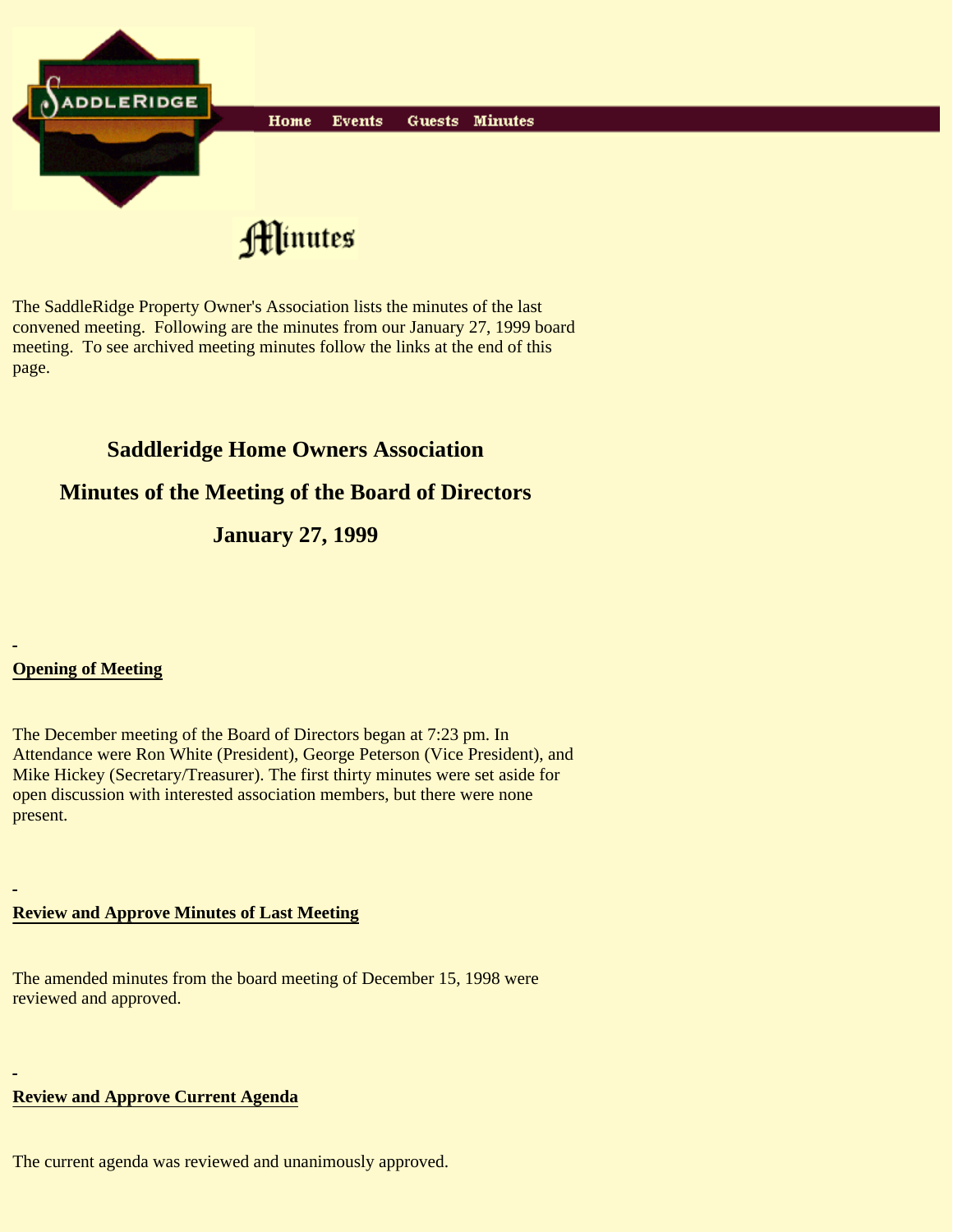Home Events Guests Minutes

# Minutes

The SaddleRidge Property Owner's Association lists the minutes of the last convened meeting. Following are the minutes from our January 27, 1999 board meeting. To see archived meeting minutes follow the links at the end of this page.

## Saddleridge Home Owners Association

## Minutes of the Meeting of the Board of Directors

## January 27, 1999

### Opening of Meeting

The December meeting of the Board of Directors began at 7:23 pm. In Attendance were Ron White (President), George Peterson (Vice President), and Mike Hickey (Secretary/Treasurer). The first thirty minutes were set aside for open discussion with interested association members, but there were none present.

### Review and Approve Minutes of Last Meeting

The amended minutes from the board meeting of December 15, 1998 were reviewed and approved.

### Review and Approve Current Agenda

The current agenda was reviewed and unanimously approved.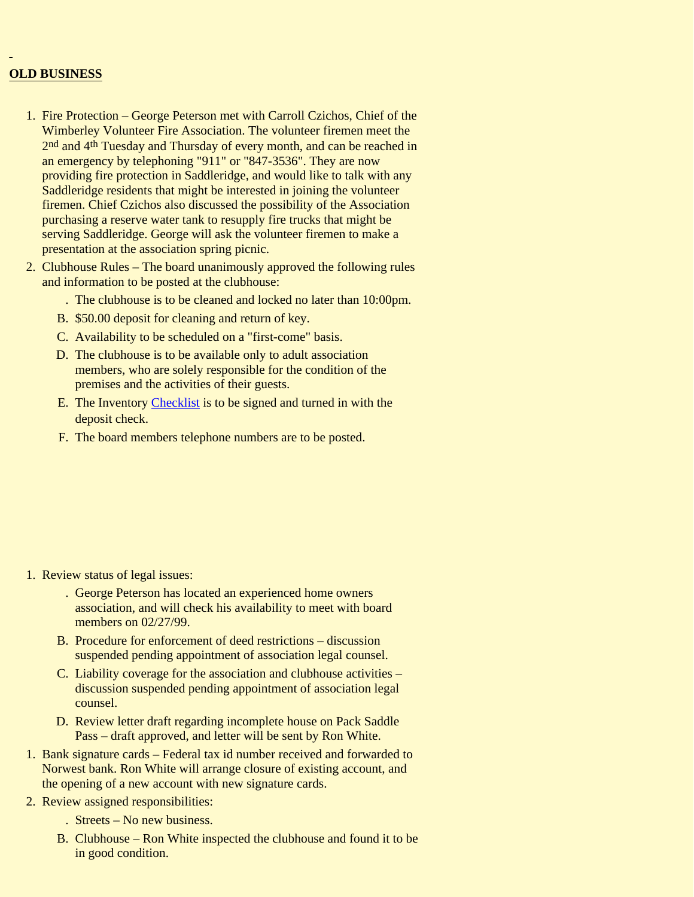## OLD BUSINESS

1. Fire Protection – George Peterson met with Carroll Czichos, Chief of the Wimberley Volunteer Fire Association. The volunteer firemen meet the 2nd and 4th Tuesday and Thursday of every month, and can be reached in an emergency by telephoning "911" or "847-3536". They are now providing fire protection in Saddleridge, and would like to talk with any Saddleridge residents that might be interested in joining the volunteer firemen. Chief Czichos also discussed the possibility of the Association purchasing a reserve water tank to resupply fire trucks that might be serving Saddleridge. George will ask the volunteer firemen to make a presentation at the association spring picnic.
2. Clubhouse Rules – The board unanimously approved the following rules and information to be posted at the clubhouse:
   - . The clubhouse is to be cleaned and locked no later than 10:00pm.
   - B. $50.00 deposit for cleaning and return of key.
   - C. Availability to be scheduled on a "first-come" basis.
   - D. The clubhouse is to be available only to adult association members, who are solely responsible for the condition of the premises and the activities of their guests.
   - E. The Inventory [Checklist] is to be signed and turned in with the deposit check.
   - F. The board members telephone numbers are to be posted.

1. Review status of legal issues:
   - . George Peterson has located an experienced home owners association, and will check his availability to meet with board members on 02/27/99.
   - B. Procedure for enforcement of deed restrictions – discussion suspended pending appointment of association legal counsel.
   - C. Liability coverage for the association and clubhouse activities – discussion suspended pending appointment of association legal counsel.
   - D. Review letter draft regarding incomplete house on Pack Saddle Pass – draft approved, and letter will be sent by Ron White.

1. Bank signature cards – Federal tax id number received and forwarded to Norwest bank. Ron White will arrange closure of existing account, and the opening of a new account with new signature cards.
2. Review assigned responsibilities:
   - . Streets – No new business.
   - B. Clubhouse – Ron White inspected the clubhouse and found it to be in good condition.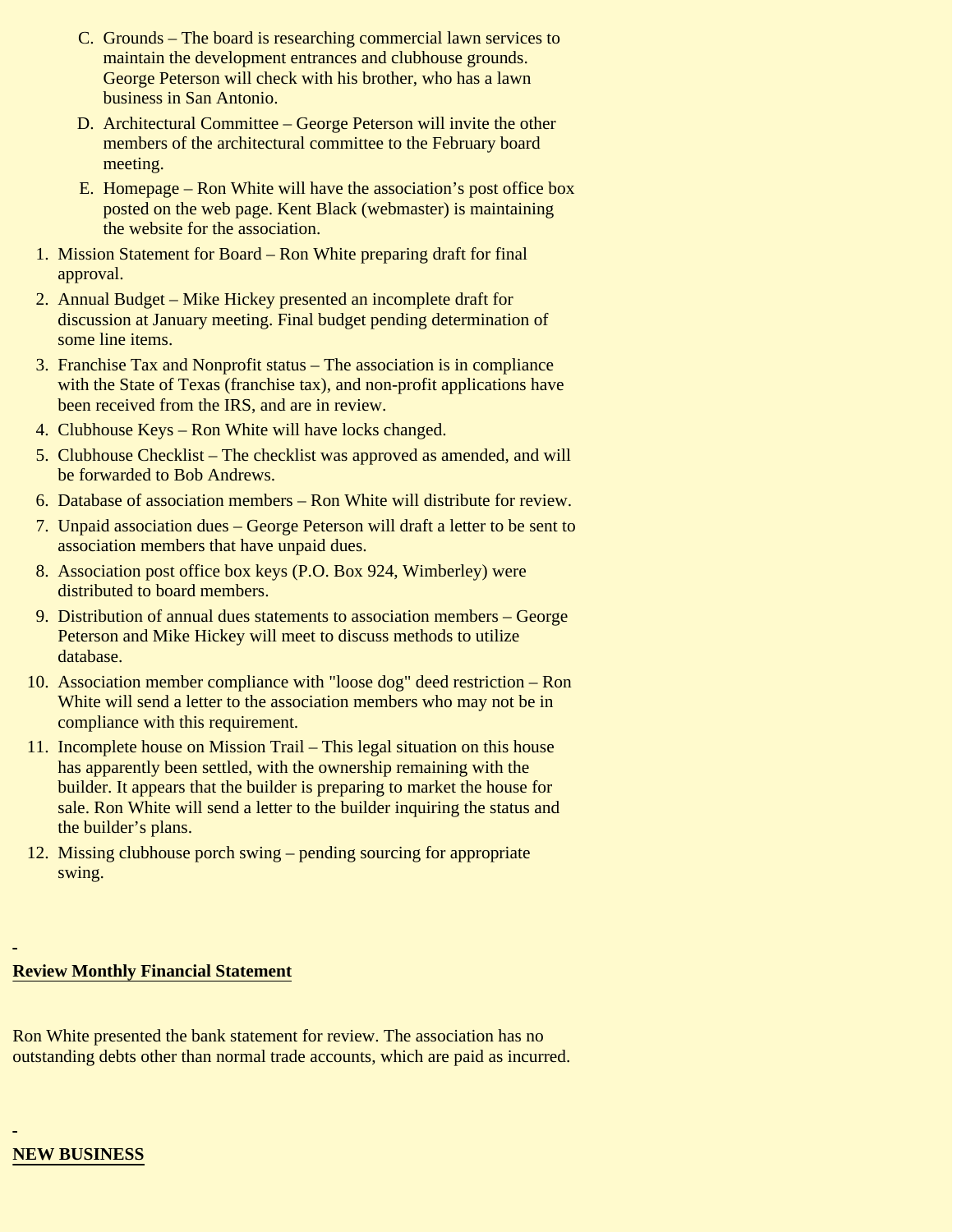C. Grounds – The board is researching commercial lawn services to maintain the development entrances and clubhouse grounds. George Peterson will check with his brother, who has a lawn business in San Antonio.

D. Architectural Committee – George Peterson will invite the other members of the architectural committee to the February board meeting.

E. Homepage – Ron White will have the association's post office box posted on the web page. Kent Black (webmaster) is maintaining the website for the association.

1. Mission Statement for Board – Ron White preparing draft for final approval.
2. Annual Budget – Mike Hickey presented an incomplete draft for discussion at January meeting. Final budget pending determination of some line items.
3. Franchise Tax and Nonprofit status – The association is in compliance with the State of Texas (franchise tax), and non-profit applications have been received from the IRS, and are in review.
4. Clubhouse Keys – Ron White will have locks changed.
5. Clubhouse Checklist – The checklist was approved as amended, and will be forwarded to Bob Andrews.
6. Database of association members – Ron White will distribute for review.
7. Unpaid association dues – George Peterson will draft a letter to be sent to association members that have unpaid dues.
8. Association post office box keys (P.O. Box 924, Wimberley) were distributed to board members.
9. Distribution of annual dues statements to association members – George Peterson and Mike Hickey will meet to discuss methods to utilize database.
10. Association member compliance with "loose dog" deed restriction – Ron White will send a letter to the association members who may not be in compliance with this requirement.
11. Incomplete house on Mission Trail – This legal situation on this house has apparently been settled, with the ownership remaining with the builder. It appears that the builder is preparing to market the house for sale. Ron White will send a letter to the builder inquiring the status and the builder's plans.
12. Missing clubhouse porch swing – pending sourcing for appropriate swing.

**Review Monthly Financial Statement**

Ron White presented the bank statement for review. The association has no outstanding debts other than normal trade accounts, which are paid as incurred.

**NEW BUSINESS**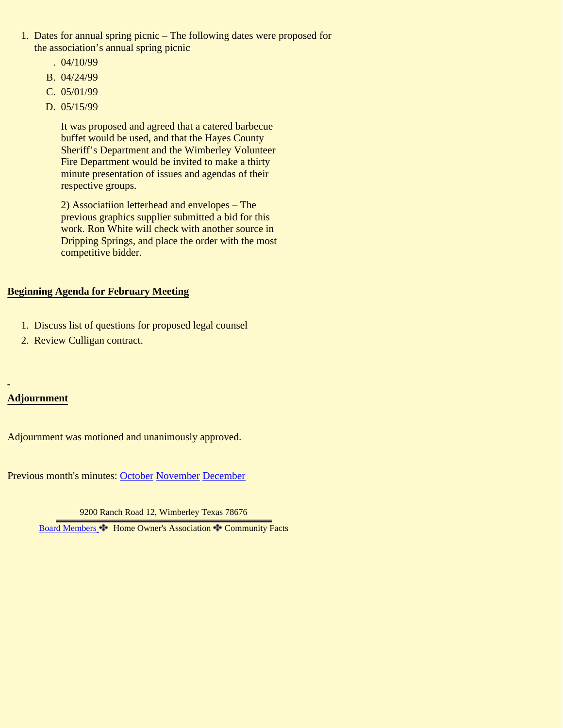1. Dates for annual spring picnic – The following dates were proposed for the association's annual spring picnic
   . 04/10/99
   B. 04/24/99
   C. 05/01/99
   D. 05/15/99

   It was proposed and agreed that a catered barbecue buffet would be used, and that the Hayes County Sheriff's Department and the Wimberley Volunteer Fire Department would be invited to make a thirty minute presentation of issues and agendas of their respective groups.

   2) Associatiion letterhead and envelopes – The previous graphics supplier submitted a bid for this work. Ron White will check with another source in Dripping Springs, and place the order with the most competitive bidder.

**Beginning Agenda for February Meeting**

1. Discuss list of questions for proposed legal counsel
2. Review Culligan contract.

-

**Adjournment**

Adjournment was motioned and unanimously approved.

Previous month's minutes: October November December

9200 Ranch Road 12, Wimberley Texas 78676

Board Members ✣ Home Owner's Association ✣ Community Facts